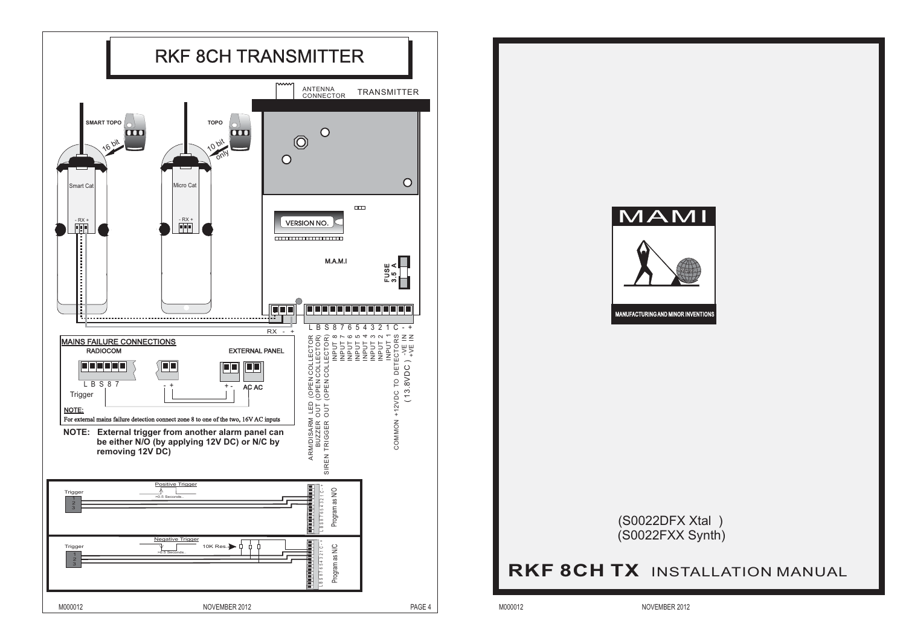# RKF 8CH TRANSMITTER

ANTENNA CONNECTOR

TRANSMITTER

SMART TOPO

16 bit

TOPO

10 bit only

Smart Cat

Micro Cat

- RX +

- RX +

VERSION NO.

M.A.M.I

FUSE 3.5 A

RX - +

L B S 8 7 6 5 4 3 2 1 C - +

- ARM/DISARM LED (OPEN COLLECTOR)
- BUZZER OUT (OPEN COLLECTOR)
- SIREN TRIGGER OUT (OPEN COLLECTOR)
- INPUT 8
- INPUT 7
- INPUT 6
- INPUT 5
- INPUT 4
- INPUT 3
- INPUT 2
- INPUT 1
- COMMON +12VDC TO DETECTORS
- -VE IN
- +VE IN

(13.8VDC)

## MAINS FAILURE CONNECTIONS

RADIOCOM

EXTERNAL PANEL

L B S 8 7

Trigger

- +

+ -

AC AC

**NOTE:**

For external mains failure detection connect zone 8 to one of the two, 16V AC inputs

**NOTE: External trigger from another alarm panel can be either N/O (by applying 12V DC) or N/C by removing 12V DC)**

Positive Trigger

Trigger

1 2 3

>0.5 Seconds..

L B S 8 7 6 5 4 3 2 1 C - +

Program as N/O

Negative Trigger

Trigger

1 2 3

>0.5 Seconds..

10K Res.

L B S 8 7 6 5 4 3 2 1 C - +

Program as N/C

M000012 NOVEMBER 2012 PAGE 4

MAMI

MANUFACTURING AND MINOR INVENTIONS

(S0022DFX Xtal )

(S0022FXX Synth)

# RKF 8CH TX INSTALLATION MANUAL

M000012 NOVEMBER 2012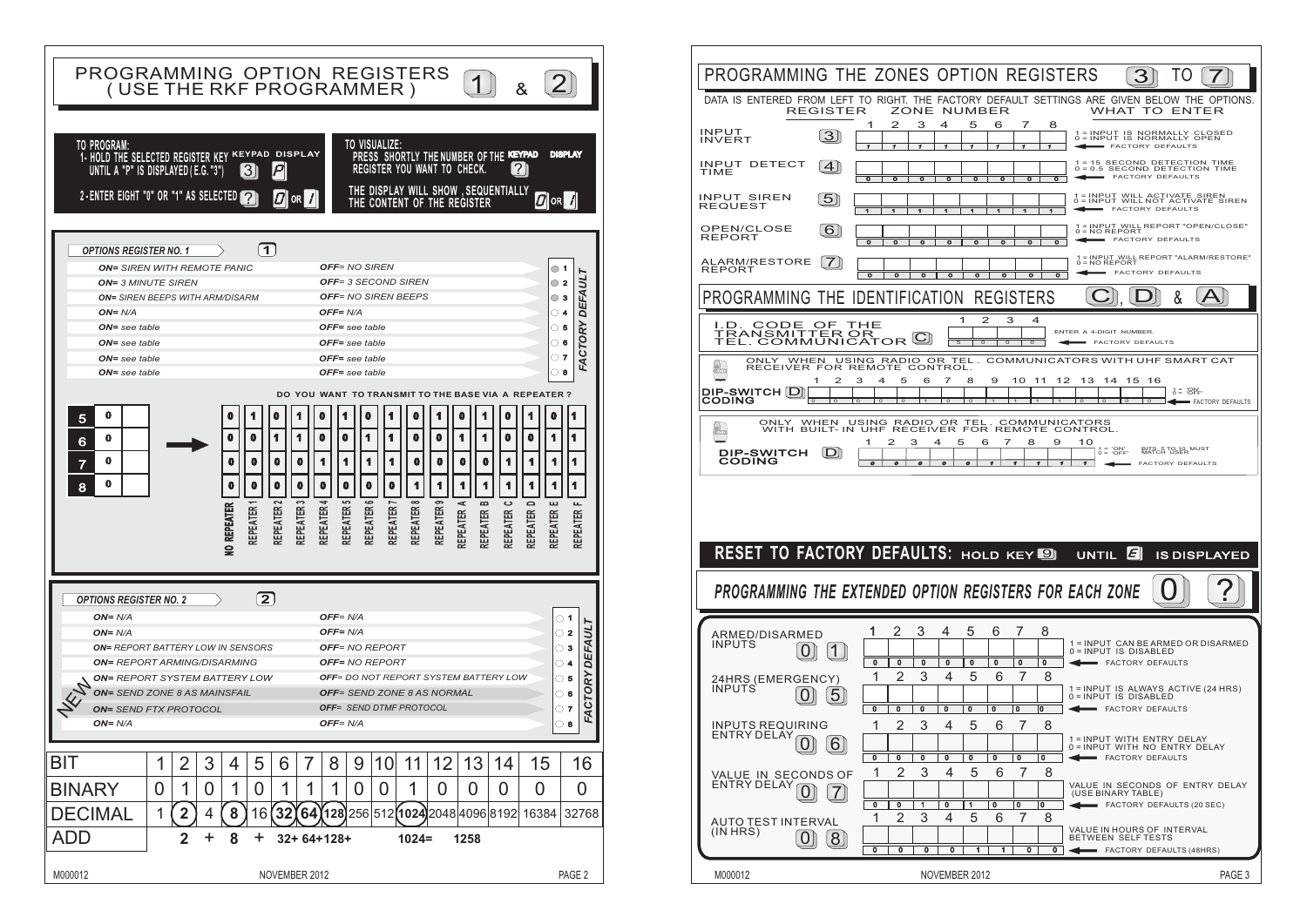# PROGRAMMING OPTION REGISTERS 1 & 2 (USE THE RKF PROGRAMMER)

**TO PROGRAM:**

1- HOLD THE SELECTED REGISTER KEY UNTIL A "P" IS DISPLAYED (E.G. "3") — KEYPAD: 3, DISPLAY: P

2- ENTER EIGHT "0" OR "1" AS SELECTED — KEYPAD: ?, DISPLAY: 0 OR 1

**TO VISUALIZE:**

PRESS SHORTLY THE NUMBER OF THE REGISTER YOU WANT TO CHECK. — KEYPAD: ?

THE DISPLAY WILL SHOW, SEQUENTIALLY THE CONTENT OF THE REGISTER — DISPLAY: 0 OR 1

## OPTIONS REGISTER NO. 1

| ON | OFF | Bit | Factory Default |
|---|---|---|---|
| ON= SIREN WITH REMOTE PANIC | OFF= NO SIREN | 1 | ON |
| ON= 3 MINUTE SIREN | OFF= 3 SECOND SIREN | 2 | ON |
| ON= SIREN BEEPS WITH ARM/DISARM | OFF= NO SIREN BEEPS | 3 | ON |
| ON= N/A | OFF= N/A | 4 | OFF |
| ON= see table | OFF= see table | 5 | OFF |
| ON= see table | OFF= see table | 6 | OFF |
| ON= see table | OFF= see table | 7 | OFF |
| ON= see table | OFF= see table | 8 | OFF |

**DO YOU WANT TO TRANSMIT TO THE BASE VIA A REPEATER ?**

Factory default: 5 = 0, 6 = 0, 7 = 0, 8 = 0

| Bit | NO REPEATER | REPEATER 1 | REPEATER 2 | REPEATER 3 | REPEATER 4 | REPEATER 5 | REPEATER 6 | REPEATER 7 | REPEATER 8 | REPEATER 9 | REPEATER A | REPEATER B | REPEATER C | REPEATER D | REPEATER E | REPEATER F |
|---|---|---|---|---|---|---|---|---|---|---|---|---|---|---|---|---|
| 5 | 0 | 1 | 0 | 1 | 0 | 1 | 0 | 1 | 0 | 1 | 0 | 1 | 0 | 1 | 0 | 1 |
| 6 | 0 | 0 | 1 | 1 | 0 | 0 | 1 | 1 | 0 | 0 | 1 | 1 | 0 | 0 | 1 | 1 |
| 7 | 0 | 0 | 0 | 0 | 1 | 1 | 1 | 1 | 0 | 0 | 0 | 0 | 1 | 1 | 1 | 1 |
| 8 | 0 | 0 | 0 | 0 | 0 | 0 | 0 | 0 | 1 | 1 | 1 | 1 | 1 | 1 | 1 | 1 |

## OPTIONS REGISTER NO. 2

| ON | OFF | Bit | Factory Default |
|---|---|---|---|
| ON= N/A | OFF= N/A | 1 | OFF |
| ON= N/A | OFF= N/A | 2 | OFF |
| ON= REPORT BATTERY LOW IN SENSORS | OFF= NO REPORT | 3 | OFF |
| ON= REPORT ARMING/DISARMING | OFF= NO REPORT | 4 | OFF |
| ON= REPORT SYSTEM BATTERY LOW | OFF= DO NOT REPORT SYSTEM BATTERY LOW | 5 | OFF |
| NEW ON= SEND ZONE 8 AS MAINSFAIL | OFF= SEND ZONE 8 AS NORMAL | 6 | OFF |
| ON= SEND FTX PROTOCOL | OFF= SEND DTMF PROTOCOL | 7 | OFF |
| ON= N/A | OFF= N/A | 8 | OFF |

| BIT | 1 | 2 | 3 | 4 | 5 | 6 | 7 | 8 | 9 | 10 | 11 | 12 | 13 | 14 | 15 | 16 |
|---|---|---|---|---|---|---|---|---|---|---|---|---|---|---|---|---|
| BINARY | 0 | 1 | 0 | 1 | 0 | 1 | 1 | 1 | 0 | 0 | 1 | 0 | 0 | 0 | 0 | 0 |
| DECIMAL | 1 | (2) | 4 | (8) | 16 | (32) | (64) | (128) | 256 | 512 | (1024) | 2048 | 4096 | 8192 | 16384 | 32768 |
| ADD | | 2 + | | 8 + | | 32+ 64+128+ | | | | | 1024= | | 1258 | | | |

M000012 NOVEMBER 2012

# PROGRAMMING THE ZONES OPTION REGISTERS 3 TO 7

DATA IS ENTERED FROM LEFT TO RIGHT. THE FACTORY DEFAULT SETTINGS ARE GIVEN BELOW THE OPTIONS.

| REGISTER | | Zone 1 | 2 | 3 | 4 | 5 | 6 | 7 | 8 | WHAT TO ENTER |
|---|---|---|---|---|---|---|---|---|---|---|
| INPUT INVERT | 3 | 1 | 1 | 1 | 1 | 1 | 1 | 1 | 1 | 1 = INPUT IS NORMALLY CLOSED; 0 = INPUT IS NORMALLY OPEN (FACTORY DEFAULTS) |
| INPUT DETECT TIME | 4 | 0 | 0 | 0 | 0 | 0 | 0 | 0 | 0 | 1 = 15 SECOND DETECTION TIME; 0 = 0.5 SECOND DETECTION TIME (FACTORY DEFAULTS) |
| INPUT SIREN REQUEST | 5 | 1 | 1 | 1 | 1 | 1 | 1 | 1 | 1 | 1 = INPUT WILL ACTIVATE SIREN; 0 = INPUT WILL NOT ACTIVATE SIREN (FACTORY DEFAULTS) |
| OPEN/CLOSE REPORT | 6 | 0 | 0 | 0 | 0 | 0 | 0 | 0 | 0 | 1 = INPUT WILL REPORT "OPEN/CLOSE"; 0 = NO REPORT (FACTORY DEFAULTS) |
| ALARM/RESTORE REPORT | 7 | 0 | 0 | 0 | 0 | 0 | 0 | 0 | 0 | 1 = INPUT WILL REPORT "ALARM/RESTORE"; 0 = NO REPORT (FACTORY DEFAULTS) |

# PROGRAMMING THE IDENTIFICATION REGISTERS C, D & A

**I.D. CODE OF THE TRANSMITTER OR TEL. COMMUNICATOR** C

| 1 | 2 | 3 | 4 |
|---|---|---|---|
| 5 | 0 | 0 | 0 |

ENTER A 4-DIGIT NUMBER. ← FACTORY DEFAULTS

ONLY WHEN USING RADIO OR TEL. COMMUNICATORS WITH UHF SMART CAT RECEIVER FOR REMOTE CONTROL.

**DIP-SWITCH CODING** D

| 1 | 2 | 3 | 4 | 5 | 6 | 7 | 8 | 9 | 10 | 11 | 12 | 13 | 14 | 15 | 16 |
|---|---|---|---|---|---|---|---|---|---|---|---|---|---|---|---|
| 0 | 0 | 0 | 0 | 0 | 1 | 0 | 0 | 1 | 1 | 1 | 1 | 0 | 0 | 0 | 0 |

1 = 'ON', 0 = 'OFF' ← FACTORY DEFAULTS

ONLY WHEN USING RADIO OR TEL. COMMUNICATORS WITH BUILT-IN UHF RECEIVER FOR REMOTE CONTROL.

**DIP-SWITCH CODING** D

| 1 | 2 | 3 | 4 | 5 | 6 | 7 | 8 | 9 | 10 |
|---|---|---|---|---|---|---|---|---|---|
| 0 | 0 | 0 | 0 | 0 | 1 | 1 | 1 | 1 | 1 |

1 = 'ON', 0 = 'OFF'. BITS 5 TO 10 MUST MATCH USER ← FACTORY DEFAULTS

**RESET TO FACTORY DEFAULTS: HOLD KEY 9 UNTIL E IS DISPLAYED**

# PROGRAMMING THE EXTENDED OPTION REGISTERS FOR EACH ZONE 0 ?

| REGISTER | | Zone 1 | 2 | 3 | 4 | 5 | 6 | 7 | 8 | WHAT TO ENTER |
|---|---|---|---|---|---|---|---|---|---|---|
| ARMED/DISARMED INPUTS | 0 1 | 0 | 0 | 0 | 0 | 0 | 0 | 0 | 0 | 1 = INPUT CAN BE ARMED OR DISARMED; 0 = INPUT IS DISABLED (FACTORY DEFAULTS) |
| 24HRS (EMERGENCY) INPUTS | 0 5 | 0 | 0 | 0 | 0 | 0 | 0 | 0 | 0 | 1 = INPUT IS ALWAYS ACTIVE (24 HRS); 0 = INPUT IS DISABLED (FACTORY DEFAULTS) |
| INPUTS REQUIRING ENTRY DELAY | 0 6 | 0 | 0 | 0 | 0 | 0 | 0 | 0 | 0 | 1 = INPUT WITH ENTRY DELAY; 0 = INPUT WITH NO ENTRY DELAY (FACTORY DEFAULTS) |
| VALUE IN SECONDS OF ENTRY DELAY | 0 7 | 0 | 0 | 1 | 0 | 1 | 0 | 0 | 0 | VALUE IN SECONDS OF ENTRY DELAY (USE BINARY TABLE); FACTORY DEFAULTS (20 SEC) |
| AUTO TEST INTERVAL (IN HRS) | 0 8 | 0 | 0 | 0 | 0 | 1 | 1 | 0 | 0 | VALUE IN HOURS OF INTERVAL BETWEEN SELF TESTS; FACTORY DEFAULTS (48HRS) |

M000012 NOVEMBER 2012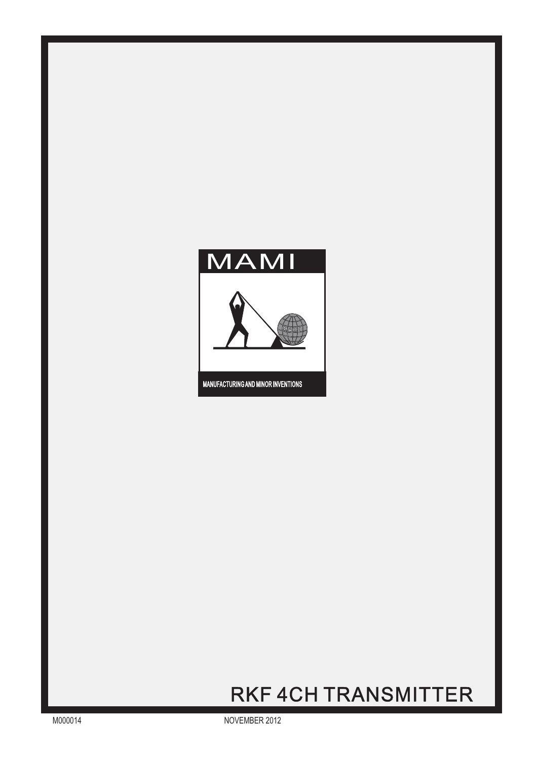MAMI

MANUFACTURING AND MINOR INVENTIONS

# RKF 4CH TRANSMITTER

M000014

NOVEMBER 2012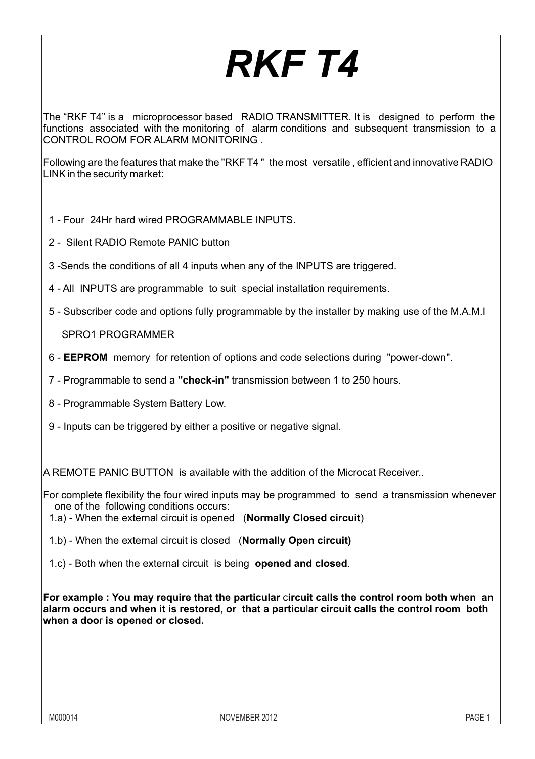# *RKF T4*

The “RKF T4” is a microprocessor based RADIO TRANSMITTER. It is designed to perform the functions associated with the monitoring of alarm conditions and subsequent transmission to a CONTROL ROOM FOR ALARM MONITORING .

Following are the features that make the "RKF T4 " the most versatile , efficient and innovative RADIO LINK in the security market:

1 - Four 24Hr hard wired PROGRAMMABLE INPUTS.

2 - Silent RADIO Remote PANIC button

3 -Sends the conditions of all 4 inputs when any of the INPUTS are triggered.

4 - All INPUTS are programmable to suit special installation requirements.

5 - Subscriber code and options fully programmable by the installer by making use of the M.A.M.I SPRO1 PROGRAMMER

6 - **EEPROM** memory for retention of options and code selections during "power-down".

7 - Programmable to send a **"check-in"** transmission between 1 to 250 hours.

8 - Programmable System Battery Low.

9 - Inputs can be triggered by either a positive or negative signal.

A REMOTE PANIC BUTTON is available with the addition of the Microcat Receiver..

For complete flexibility the four wired inputs may be programmed to send a transmission whenever one of the following conditions occurs:

1.a) - When the external circuit is opened (**Normally Closed circuit**)

1.b) - When the external circuit is closed (**Normally Open circuit)**

1.c) - Both when the external circuit is being **opened and closed**.

**For example : You may require that the particular circuit calls the control room both when an alarm occurs and when it is restored, or that a particular circuit calls the control room both when a door is opened or closed.**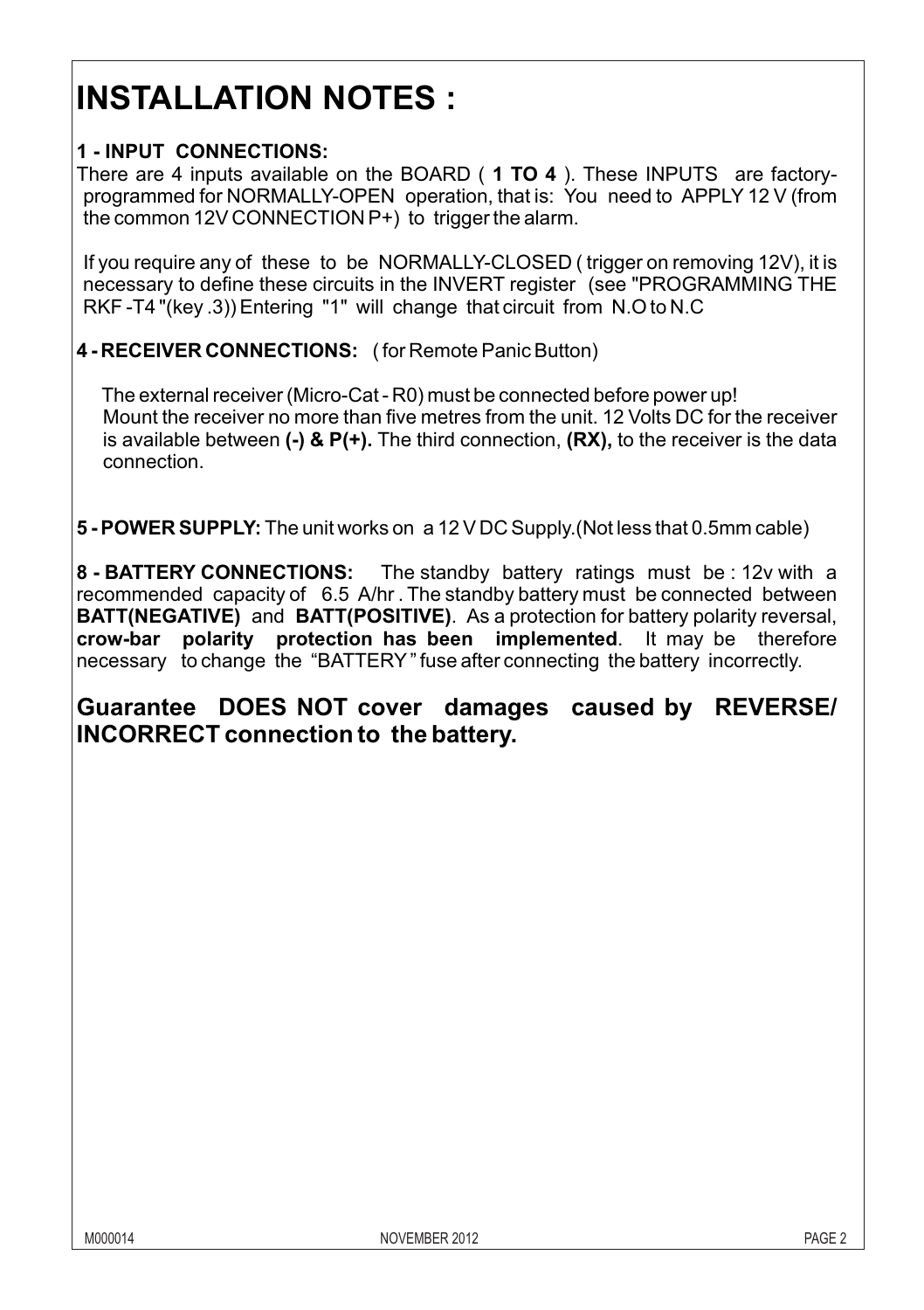# INSTALLATION NOTES :

**1 - INPUT CONNECTIONS:**

There are 4 inputs available on the BOARD ( **1 TO 4** ). These INPUTS are factory-programmed for NORMALLY-OPEN operation, that is: You need to APPLY 12 V (from the common 12V CONNECTION P+) to trigger the alarm.

If you require any of these to be NORMALLY-CLOSED ( trigger on removing 12V), it is necessary to define these circuits in the INVERT register (see "PROGRAMMING THE RKF -T4 "(key .3)) Entering "1" will change that circuit from N.O to N.C

**4 - RECEIVER CONNECTIONS:** ( for Remote Panic Button)

The external receiver (Micro-Cat - R0) must be connected before power up! Mount the receiver no more than five metres from the unit. 12 Volts DC for the receiver is available between **(-) & P(+).** The third connection, **(RX),** to the receiver is the data connection.

**5 - POWER SUPPLY:** The unit works on a 12 V DC Supply.(Not less that 0.5mm cable)

**8 - BATTERY CONNECTIONS:** The standby battery ratings must be : 12v with a recommended capacity of 6.5 A/hr . The standby battery must be connected between **BATT(NEGATIVE)** and **BATT(POSITIVE)**. As a protection for battery polarity reversal, **crow-bar polarity protection has been implemented**. It may be therefore necessary to change the "BATTERY" fuse after connecting the battery incorrectly.

## Guarantee DOES NOT cover damages caused by REVERSE/ INCORRECT connection to the battery.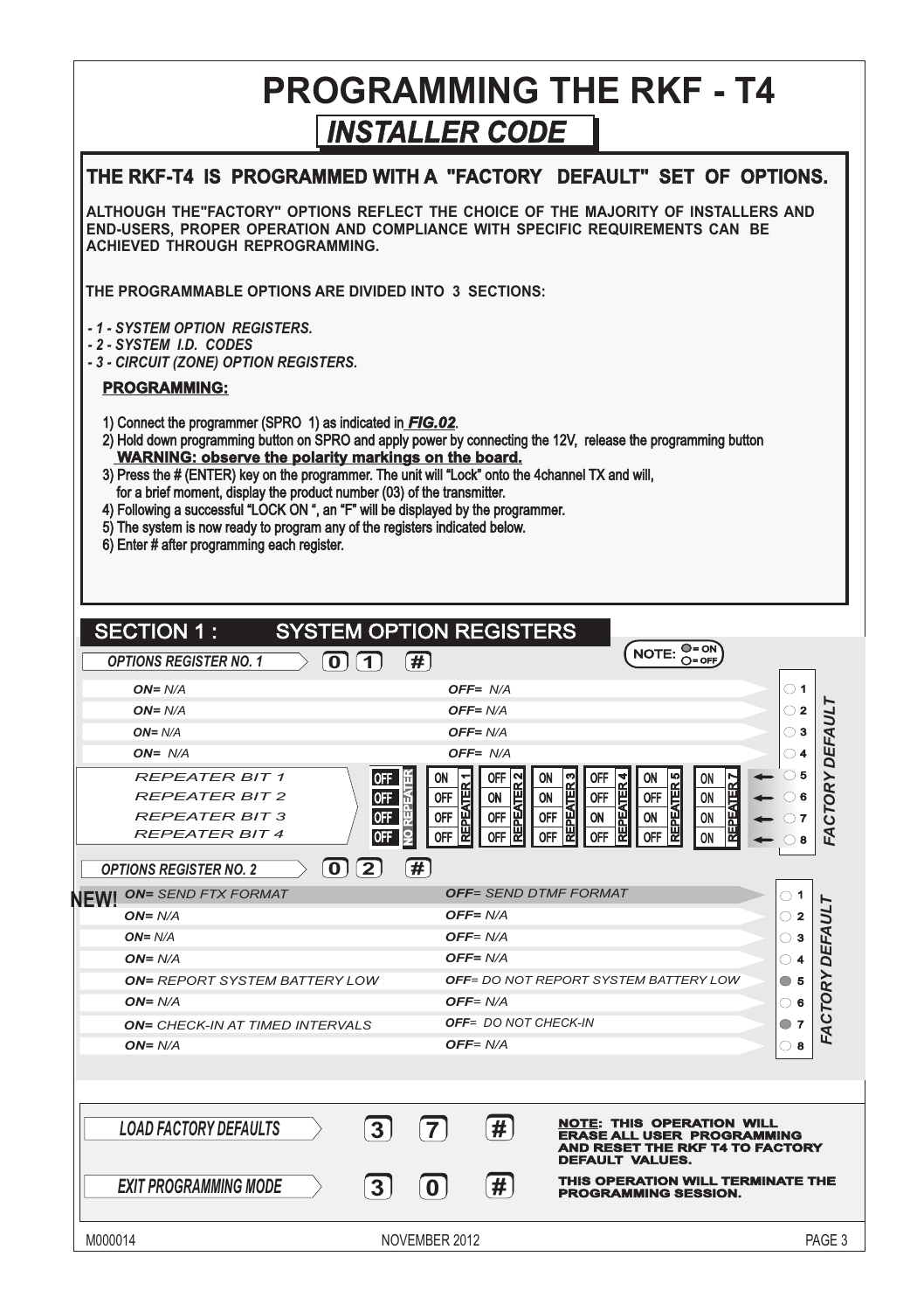# PROGRAMMING THE RKF - T4

## *INSTALLER CODE*

### THE RKF-T4 IS PROGRAMMED WITH A "FACTORY DEFAULT" SET OF OPTIONS.

ALTHOUGH THE"FACTORY" OPTIONS REFLECT THE CHOICE OF THE MAJORITY OF INSTALLERS AND END-USERS, PROPER OPERATION AND COMPLIANCE WITH SPECIFIC REQUIREMENTS CAN BE ACHIEVED THROUGH REPROGRAMMING.

THE PROGRAMMABLE OPTIONS ARE DIVIDED INTO 3 SECTIONS:

*- 1 - SYSTEM OPTION REGISTERS.*
*- 2 - SYSTEM I.D. CODES*
*- 3 - CIRCUIT (ZONE) OPTION REGISTERS.*

**PROGRAMMING:**

1) Connect the programmer (SPRO 1) as indicated in ***FIG.02***.
2) Hold down programming button on SPRO and apply power by connecting the 12V, release the programming button
   **WARNING: observe the polarity markings on the board.**
3) Press the # (ENTER) key on the programmer. The unit will "Lock" onto the 4channel TX and will, for a brief moment, display the product number (03) of the transmitter.
4) Following a successful "LOCK ON ", an "F" will be displayed by the programmer.
5) The system is now ready to program any of the registers indicated below.
6) Enter # after programming each register.

## SECTION 1 : SYSTEM OPTION REGISTERS

NOTE: ● = ON ○ = OFF

### *OPTIONS REGISTER NO. 1* [0] [1] [#]

| ON | OFF | Bit | FACTORY DEFAULT |
|---|---|---|---|
| **ON=** *N/A* | **OFF=** *N/A* | 1 | ○ |
| **ON=** *N/A* | **OFF=** *N/A* | 2 | ○ |
| **ON=** *N/A* | **OFF=** *N/A* | 3 | ○ |
| **ON=** *N/A* | **OFF=** *N/A* | 4 | ○ |

| | NO REPEATER | REPEATER 1 | REPEATER 2 | REPEATER 3 | REPEATER 4 | REPEATER 5 | REPEATER 7 | Bit | FACTORY DEFAULT |
|---|---|---|---|---|---|---|---|---|---|
| *REPEATER BIT 1* | OFF | ON | OFF | ON | OFF | ON | ON | 5 | ○ |
| *REPEATER BIT 2* | OFF | OFF | ON | ON | OFF | OFF | ON | 6 | ○ |
| *REPEATER BIT 3* | OFF | OFF | OFF | OFF | ON | ON | ON | 7 | ○ |
| *REPEATER BIT 4* | OFF | OFF | OFF | OFF | OFF | OFF | ON | 8 | ○ |

### *OPTIONS REGISTER NO. 2* [0] [2] [#]

| ON | OFF | Bit | FACTORY DEFAULT |
|---|---|---|---|
| **NEW!** **ON=** *SEND FTX FORMAT* | **OFF=** *SEND DTMF FORMAT* | 1 | ○ |
| **ON=** *N/A* | **OFF=** *N/A* | 2 | ○ |
| **ON=** *N/A* | **OFF=** *N/A* | 3 | ○ |
| **ON=** *N/A* | **OFF=** *N/A* | 4 | ○ |
| **ON=** *REPORT SYSTEM BATTERY LOW* | **OFF=** *DO NOT REPORT SYSTEM BATTERY LOW* | 5 | ● |
| **ON=** *N/A* | **OFF=** *N/A* | 6 | ○ |
| **ON=** *CHECK-IN AT TIMED INTERVALS* | **OFF=** *DO NOT CHECK-IN* | 7 | ● |
| **ON=** *N/A* | **OFF=** *N/A* | 8 | ○ |

| | | | | |
|---|---|---|---|---|
| ***LOAD FACTORY DEFAULTS*** | 3 | 7 | # | **NOTE: THIS OPERATION WILL ERASE ALL USER PROGRAMMING AND RESET THE RKF T4 TO FACTORY DEFAULT VALUES.** |
| ***EXIT PROGRAMMING MODE*** | 3 | 0 | # | **THIS OPERATION WILL TERMINATE THE PROGRAMMING SESSION.** |

M000014 NOVEMBER 2012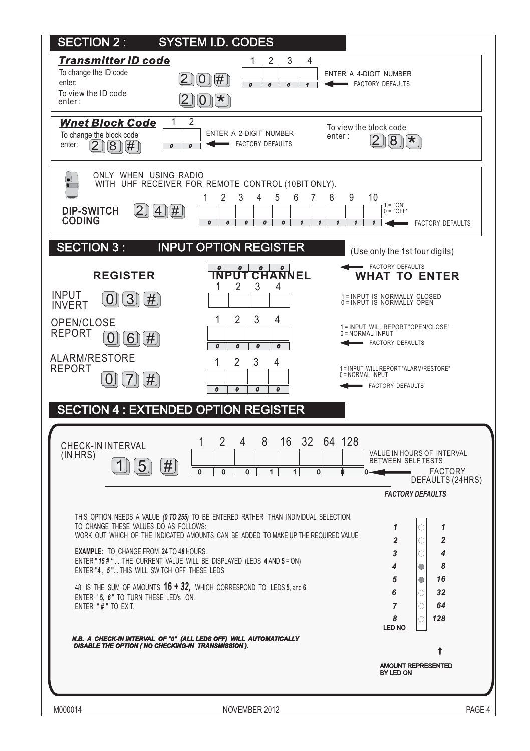## SECTION 2 : SYSTEM I.D. CODES

### Transmitter ID code

To change the ID code enter: 2 0 #

To view the ID code enter : 2 0 *

| 1 | 2 | 3 | 4 |
|---|---|---|---|
| | | | |
| 0 | 0 | 0 | 1 |

ENTER A 4-DIGIT NUMBER

← FACTORY DEFAULTS

### Wnet Block Code

To change the block code enter: 2 8 #

| 1 | 2 |
|---|---|
| | |
| 0 | 0 |

ENTER A 2-DIGIT NUMBER

← FACTORY DEFAULTS

To view the block code enter : 2 8 *

ONLY WHEN USING RADIO WITH UHF RECEIVER FOR REMOTE CONTROL (10BIT ONLY).

**DIP-SWITCH CODING** 2 4 #

| 1 | 2 | 3 | 4 | 5 | 6 | 7 | 8 | 9 | 10 |
|---|---|---|---|---|---|---|---|---|---|
| | | | | | | | | | |
| 0 | 0 | 0 | 0 | 0 | 1 | 1 | 1 | 1 | 1 |

1 = 'ON'
0 = 'OFF'

← FACTORY DEFAULTS

## SECTION 3 : INPUT OPTION REGISTER

(Use only the 1st four digits)

| REGISTER | INPUT CHANNEL 1 | 2 | 3 | 4 | WHAT TO ENTER |
|---|---|---|---|---|---|
| (FACTORY DEFAULTS) | 0 | 0 | 0 | 0 | ← FACTORY DEFAULTS |
| INPUT INVERT 0 3 # | | | | | 1 = INPUT IS NORMALLY CLOSED<br>0 = INPUT IS NORMALLY OPEN |
| OPEN/CLOSE REPORT 0 6 # | | | | | 1 = INPUT WILL REPORT "OPEN/CLOSE"<br>0 = NORMAL INPUT |
| (FACTORY DEFAULTS) | 0 | 0 | 0 | 0 | ← FACTORY DEFAULTS |
| ALARM/RESTORE REPORT 0 7 # | | | | | 1 = INPUT WILL REPORT "ALARM/RESTORE"<br>0 = NORMAL INPUT |
| (FACTORY DEFAULTS) | 0 | 0 | 0 | 0 | ← FACTORY DEFAULTS |

## SECTION 4 : EXTENDED OPTION REGISTER

CHECK-IN INTERVAL (IN HRS) 1 5 #

| 1 | 2 | 4 | 8 | 16 | 32 | 64 | 128 |
|---|---|---|---|---|---|---|---|
| | | | | | | | |
| 0 | 0 | 0 | 1 | 1 | 0 | 0 | 0 |

VALUE IN HOURS OF INTERVAL BETWEEN SELF TESTS

← FACTORY DEFAULTS (24HRS)

*FACTORY DEFAULTS*

THIS OPTION NEEDS A VALUE ***(0 TO 255)*** TO BE ENTERED RATHER THAN INDIVIDUAL SELECTION.
TO CHANGE THESE VALUES DO AS FOLLOWS:
WORK OUT WHICH OF THE INDICATED AMOUNTS CAN BE ADDED TO MAKE UP THE REQUIRED VALUE

**EXAMPLE:** TO CHANGE FROM **24** TO 4*8* HOURS.
ENTER "*15 #*".... THE CURRENT VALUE WILL BE DISPLAYED (LEDS **4** AND **5** = ON)
ENTER "**4** , ***5***"... THIS WILL SWITCH OFF THESE LEDS

48 IS THE SUM OF AMOUNTS ***16 + 32,*** WHICH CORRESPOND TO LEDS **5**, and **6**
ENTER "***5***, ***6***" TO TURN THESE LED's ON.
ENTER "***#***" TO EXIT.

| LED NO | LED | AMOUNT REPRESENTED BY LED ON |
|---|---|---|
| 1 | ○ | 1 |
| 2 | ○ | 2 |
| 3 | ○ | 4 |
| 4 | ● | 8 |
| 5 | ● | 16 |
| 6 | ○ | 32 |
| 7 | ○ | 64 |
| 8 | ○ | 128 |

***N.B. A CHECK-IN INTERVAL OF "0" (ALL LEDS OFF) WILL AUTOMATICALLY DISABLE THE OPTION ( NO CHECKING-IN TRANSMISSION ).***

M000014 NOVEMBER 2012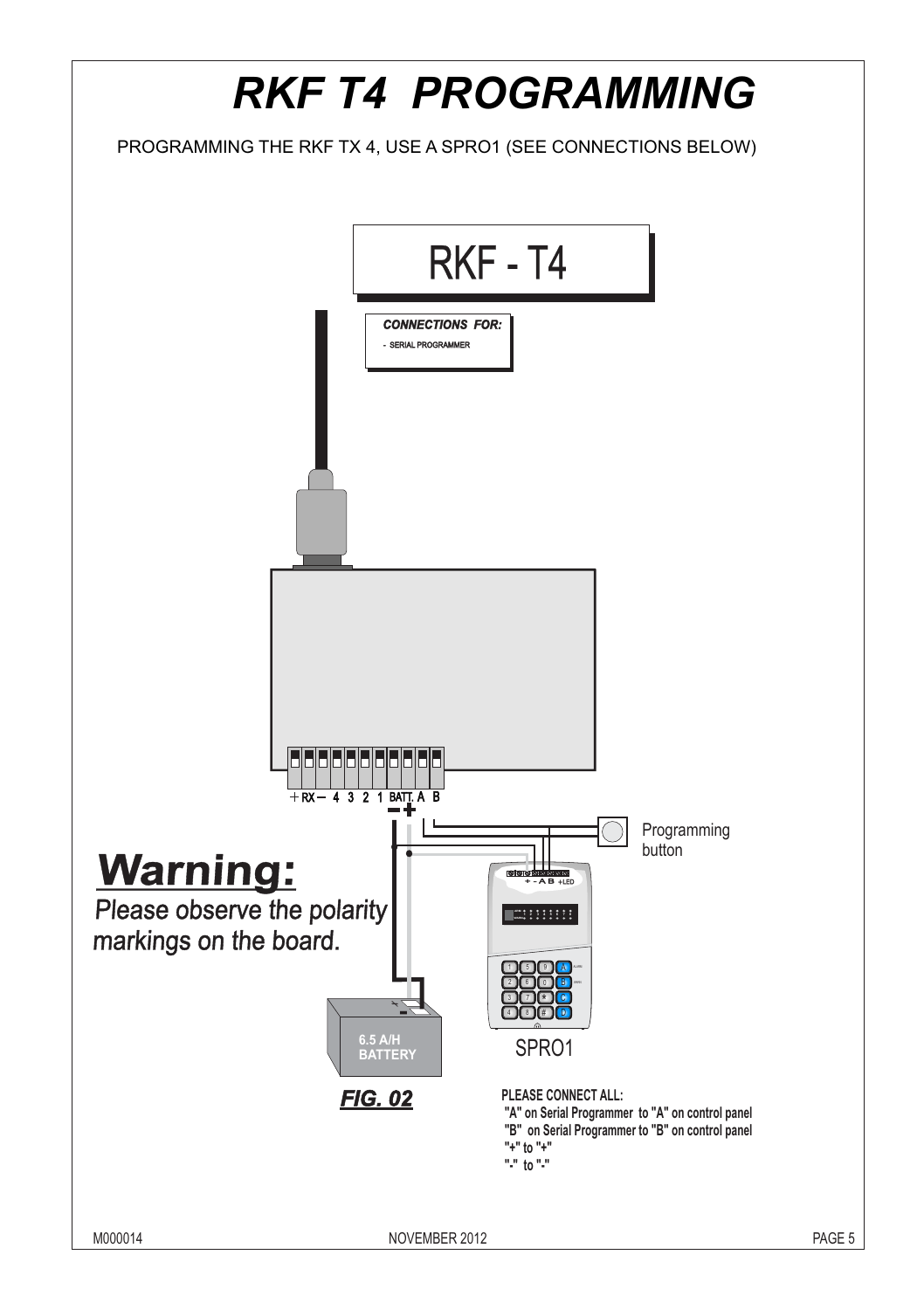# RKF T4 PROGRAMMING

PROGRAMMING THE RKF TX 4, USE A SPRO1 (SEE CONNECTIONS BELOW)

RKF - T4

***CONNECTIONS FOR:***

- SERIAL PROGRAMMER

+ RX — 4 3 2 1 BATT. A B

Programming button

**Warning:**

*Please observe the polarity markings on the board.*

6.5 A/H BATTERY

SPRO1

***FIG. 02***

**PLEASE CONNECT ALL:**

**"A" on Serial Programmer to "A" on control panel**
**"B" on Serial Programmer to "B" on control panel**
**"+" to "+"**
**"-" to "-"**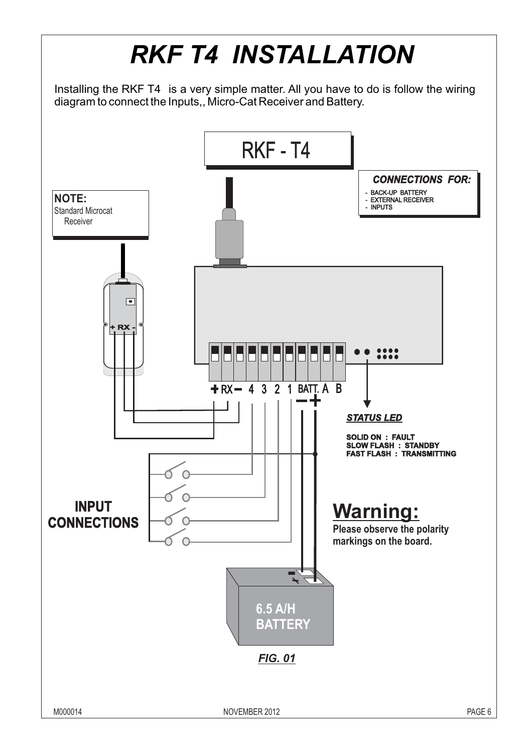# RKF T4 INSTALLATION

Installing the RKF T4 is a very simple matter. All you have to do is follow the wiring diagram to connect the Inputs,, Micro-Cat Receiver and Battery.

RKF - T4

***CONNECTIONS FOR:***

- BACK-UP BATTERY
- EXTERNAL RECEIVER
- INPUTS

**NOTE:**
Standard Microcat Receiver

+ RX -

+ RX − 4 3 2 1 BATT. A B

− +

***STATUS LED***

**SOLID ON : FAULT**
**SLOW FLASH : STANDBY**
**FAST FLASH : TRANSMITTING**

**INPUT CONNECTIONS**

# Warning:

**Please observe the polarity markings on the board.**

**6.5 A/H BATTERY**

***FIG. 01***